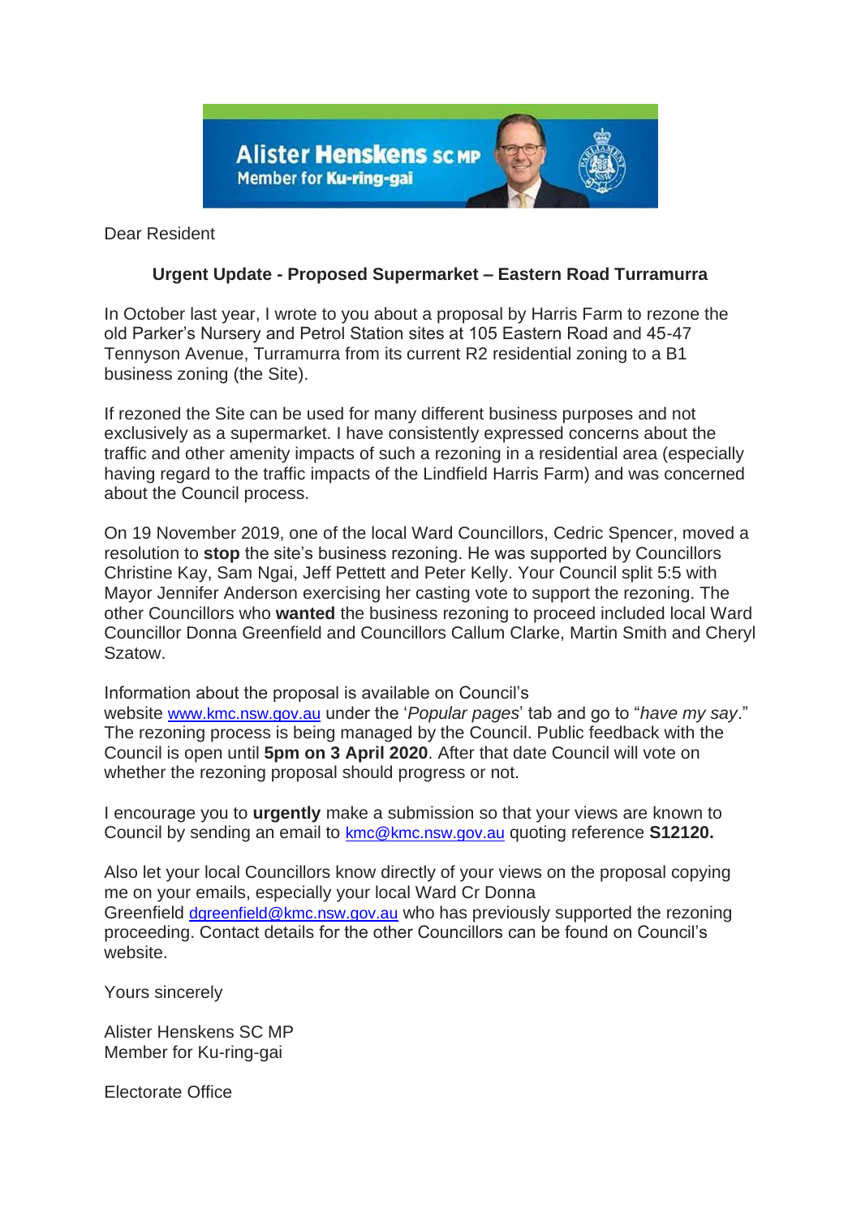Alister Henskens SC MP
Member for Ku-ring-gai

Dear Resident

**Urgent Update - Proposed Supermarket – Eastern Road Turramurra**

In October last year, I wrote to you about a proposal by Harris Farm to rezone the old Parker's Nursery and Petrol Station sites at 105 Eastern Road and 45-47 Tennyson Avenue, Turramurra from its current R2 residential zoning to a B1 business zoning (the Site).

If rezoned the Site can be used for many different business purposes and not exclusively as a supermarket. I have consistently expressed concerns about the traffic and other amenity impacts of such a rezoning in a residential area (especially having regard to the traffic impacts of the Lindfield Harris Farm) and was concerned about the Council process.

On 19 November 2019, one of the local Ward Councillors, Cedric Spencer, moved a resolution to **stop** the site's business rezoning. He was supported by Councillors Christine Kay, Sam Ngai, Jeff Pettett and Peter Kelly. Your Council split 5:5 with Mayor Jennifer Anderson exercising her casting vote to support the rezoning. The other Councillors who **wanted** the business rezoning to proceed included local Ward Councillor Donna Greenfield and Councillors Callum Clarke, Martin Smith and Cheryl Szatow.

Information about the proposal is available on Council's website www.kmc.nsw.gov.au under the '*Popular pages*' tab and go to "*have my say*." The rezoning process is being managed by the Council. Public feedback with the Council is open until **5pm on 3 April 2020**. After that date Council will vote on whether the rezoning proposal should progress or not.

I encourage you to **urgently** make a submission so that your views are known to Council by sending an email to kmc@kmc.nsw.gov.au quoting reference **S12120.**

Also let your local Councillors know directly of your views on the proposal copying me on your emails, especially your local Ward Cr Donna Greenfield dgreenfield@kmc.nsw.gov.au who has previously supported the rezoning proceeding. Contact details for the other Councillors can be found on Council's website.

Yours sincerely

Alister Henskens SC MP
Member for Ku-ring-gai

Electorate Office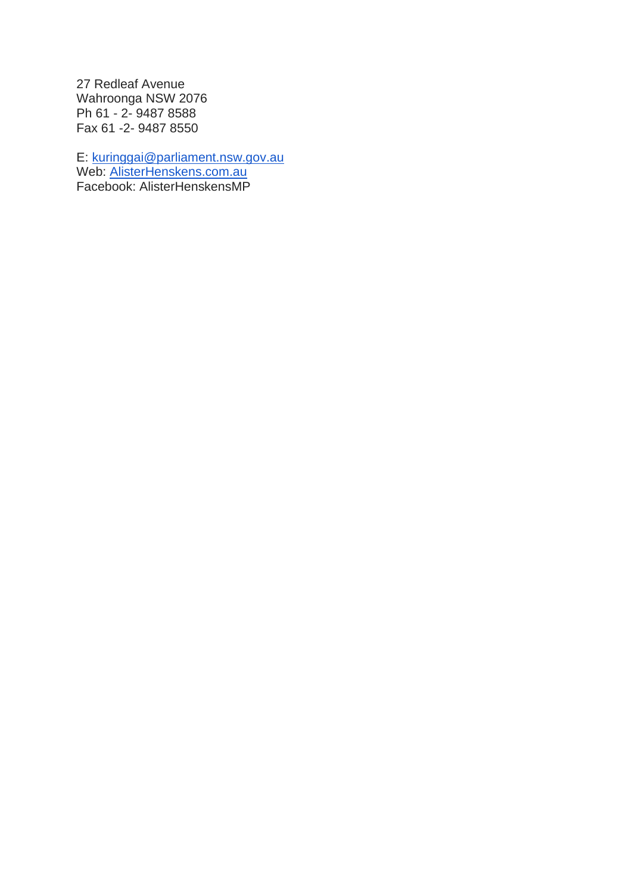27 Redleaf Avenue
Wahroonga NSW 2076
Ph 61 - 2- 9487 8588
Fax 61 -2- 9487 8550

E: kuringgai@parliament.nsw.gov.au
Web: AlisterHenskens.com.au
Facebook: AlisterHenskensMP